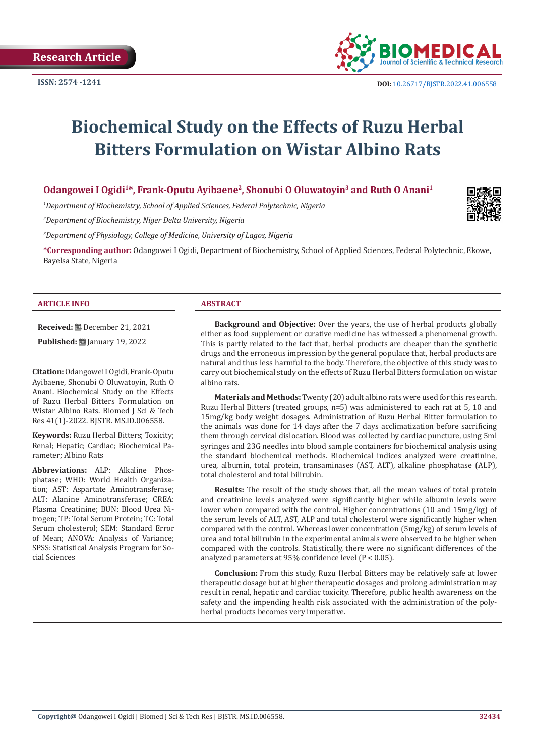Research Article

ISSN: 2574 -1241

DOI: 10.26717/BJSTR.2022.41.006558

# Biochemical Study on the Effects of Ruzu Herbal Bitters Formulation on Wistar Albino Rats

**Odangowei I Ogidi[1]\*, Frank-Oputu Ayibaene[2], Shonubi O Oluwatoyin[3] and Ruth O Anani[1]**

[1]*Department of Biochemistry, School of Applied Sciences, Federal Polytechnic, Nigeria*

[2]*Department of Biochemistry, Niger Delta University, Nigeria*

[3]*Department of Physiology, College of Medicine, University of Lagos, Nigeria*

**\*Corresponding author:** Odangowei I Ogidi, Department of Biochemistry, School of Applied Sciences, Federal Polytechnic, Ekowe, Bayelsa State, Nigeria

## ARTICLE INFO

**Received:** December 21, 2021

**Published:** January 19, 2022

**Citation:** Odangowei I Ogidi, Frank-Oputu Ayibaene, Shonubi O Oluwatoyin, Ruth O Anani. Biochemical Study on the Effects of Ruzu Herbal Bitters Formulation on Wistar Albino Rats. Biomed J Sci & Tech Res 41(1)-2022. BJSTR. MS.ID.006558.

**Keywords:** Ruzu Herbal Bitters; Toxicity; Renal; Hepatic; Cardiac; Biochemical Parameter; Albino Rats

**Abbreviations:** ALP: Alkaline Phosphatase; WHO: World Health Organization; AST: Aspartate Aminotransferase; ALT: Alanine Aminotransferase; CREA: Plasma Creatinine; BUN: Blood Urea Nitrogen; TP: Total Serum Protein; TC: Total Serum cholesterol; SEM: Standard Error of Mean; ANOVA: Analysis of Variance; SPSS: Statistical Analysis Program for Social Sciences

## ABSTRACT

**Background and Objective:** Over the years, the use of herbal products globally either as food supplement or curative medicine has witnessed a phenomenal growth. This is partly related to the fact that, herbal products are cheaper than the synthetic drugs and the erroneous impression by the general populace that, herbal products are natural and thus less harmful to the body. Therefore, the objective of this study was to carry out biochemical study on the effects of Ruzu Herbal Bitters formulation on wistar albino rats.

**Materials and Methods:** Twenty (20) adult albino rats were used for this research. Ruzu Herbal Bitters (treated groups, n=5) was administered to each rat at 5, 10 and 15mg/kg body weight dosages. Administration of Ruzu Herbal Bitter formulation to the animals was done for 14 days after the 7 days acclimatization before sacrificing them through cervical dislocation. Blood was collected by cardiac puncture, using 5ml syringes and 23G needles into blood sample containers for biochemical analysis using the standard biochemical methods. Biochemical indices analyzed were creatinine, urea, albumin, total protein, transaminases (AST, ALT), alkaline phosphatase (ALP), total cholesterol and total bilirubin.

**Results:** The result of the study shows that, all the mean values of total protein and creatinine levels analyzed were significantly higher while albumin levels were lower when compared with the control. Higher concentrations (10 and 15mg/kg) of the serum levels of ALT, AST, ALP and total cholesterol were significantly higher when compared with the control. Whereas lower concentration (5mg/kg) of serum levels of urea and total bilirubin in the experimental animals were observed to be higher when compared with the controls. Statistically, there were no significant differences of the analyzed parameters at 95% confidence level ($P < 0.05$).

**Conclusion:** From this study, Ruzu Herbal Bitters may be relatively safe at lower therapeutic dosage but at higher therapeutic dosages and prolong administration may result in renal, hepatic and cardiac toxicity. Therefore, public health awareness on the safety and the impending health risk associated with the administration of the polyherbal products becomes very imperative.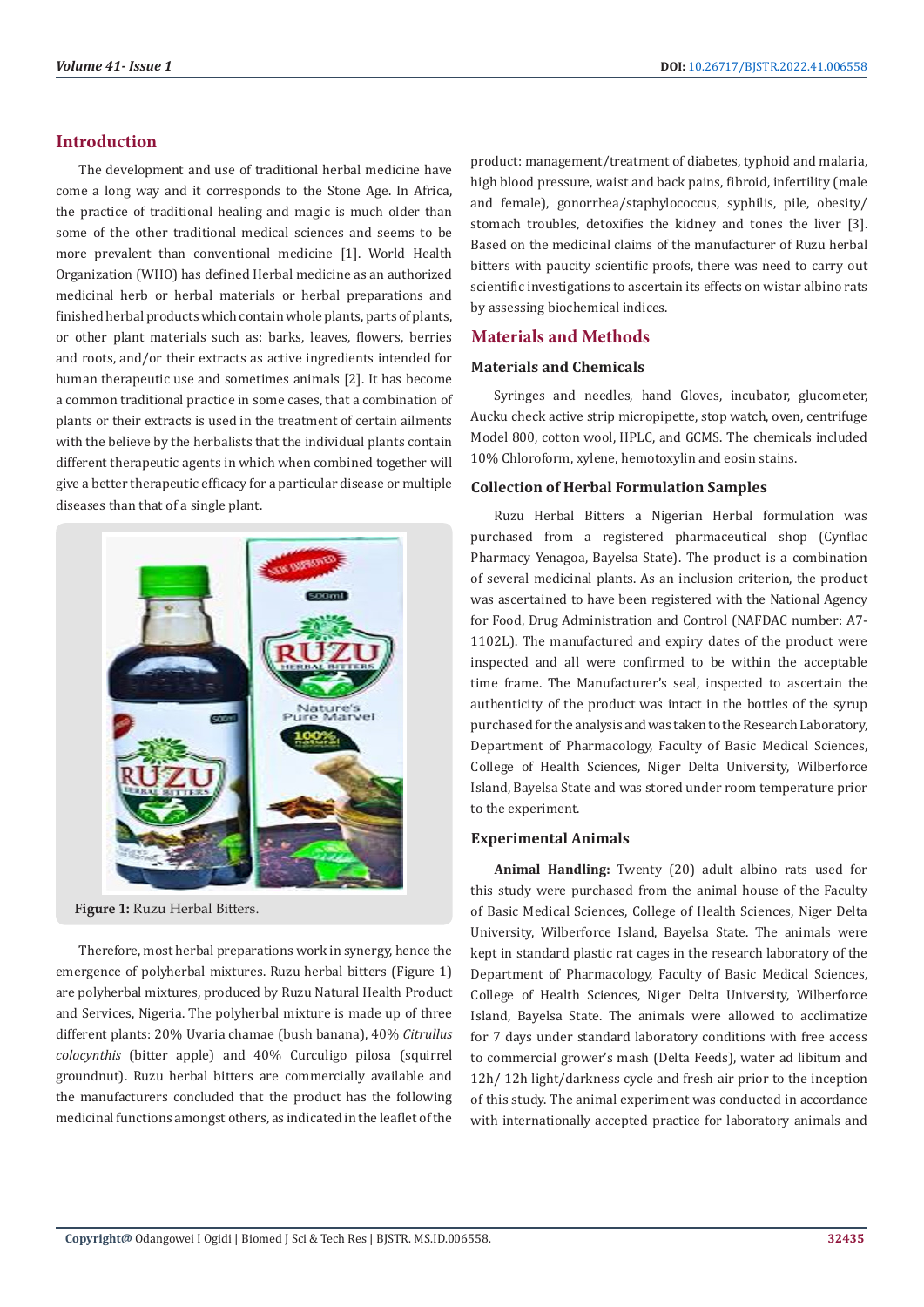## Introduction

The development and use of traditional herbal medicine have come a long way and it corresponds to the Stone Age. In Africa, the practice of traditional healing and magic is much older than some of the other traditional medical sciences and seems to be more prevalent than conventional medicine [1]. World Health Organization (WHO) has defined Herbal medicine as an authorized medicinal herb or herbal materials or herbal preparations and finished herbal products which contain whole plants, parts of plants, or other plant materials such as: barks, leaves, flowers, berries and roots, and/or their extracts as active ingredients intended for human therapeutic use and sometimes animals [2]. It has become a common traditional practice in some cases, that a combination of plants or their extracts is used in the treatment of certain ailments with the believe by the herbalists that the individual plants contain different therapeutic agents in which when combined together will give a better therapeutic efficacy for a particular disease or multiple diseases than that of a single plant.

**Figure 1:** Ruzu Herbal Bitters.

Therefore, most herbal preparations work in synergy, hence the emergence of polyherbal mixtures. Ruzu herbal bitters (Figure 1) are polyherbal mixtures, produced by Ruzu Natural Health Product and Services, Nigeria. The polyherbal mixture is made up of three different plants: 20% Uvaria chamae (bush banana), 40% *Citrullus colocynthis* (bitter apple) and 40% Curculigo pilosa (squirrel groundnut). Ruzu herbal bitters are commercially available and the manufacturers concluded that the product has the following medicinal functions amongst others, as indicated in the leaflet of the product: management/treatment of diabetes, typhoid and malaria, high blood pressure, waist and back pains, fibroid, infertility (male and female), gonorrhea/staphylococcus, syphilis, pile, obesity/stomach troubles, detoxifies the kidney and tones the liver [3]. Based on the medicinal claims of the manufacturer of Ruzu herbal bitters with paucity scientific proofs, there was need to carry out scientific investigations to ascertain its effects on wistar albino rats by assessing biochemical indices.

## Materials and Methods

### Materials and Chemicals

Syringes and needles, hand Gloves, incubator, glucometer, Aucku check active strip micropipette, stop watch, oven, centrifuge Model 800, cotton wool, HPLC, and GCMS. The chemicals included 10% Chloroform, xylene, hemotoxylin and eosin stains.

### Collection of Herbal Formulation Samples

Ruzu Herbal Bitters a Nigerian Herbal formulation was purchased from a registered pharmaceutical shop (Cynflac Pharmacy Yenagoa, Bayelsa State). The product is a combination of several medicinal plants. As an inclusion criterion, the product was ascertained to have been registered with the National Agency for Food, Drug Administration and Control (NAFDAC number: A7-1102L). The manufactured and expiry dates of the product were inspected and all were confirmed to be within the acceptable time frame. The Manufacturer's seal, inspected to ascertain the authenticity of the product was intact in the bottles of the syrup purchased for the analysis and was taken to the Research Laboratory, Department of Pharmacology, Faculty of Basic Medical Sciences, College of Health Sciences, Niger Delta University, Wilberforce Island, Bayelsa State and was stored under room temperature prior to the experiment.

### Experimental Animals

**Animal Handling:** Twenty (20) adult albino rats used for this study were purchased from the animal house of the Faculty of Basic Medical Sciences, College of Health Sciences, Niger Delta University, Wilberforce Island, Bayelsa State. The animals were kept in standard plastic rat cages in the research laboratory of the Department of Pharmacology, Faculty of Basic Medical Sciences, College of Health Sciences, Niger Delta University, Wilberforce Island, Bayelsa State. The animals were allowed to acclimatize for 7 days under standard laboratory conditions with free access to commercial grower's mash (Delta Feeds), water ad libitum and 12h/ 12h light/darkness cycle and fresh air prior to the inception of this study. The animal experiment was conducted in accordance with internationally accepted practice for laboratory animals and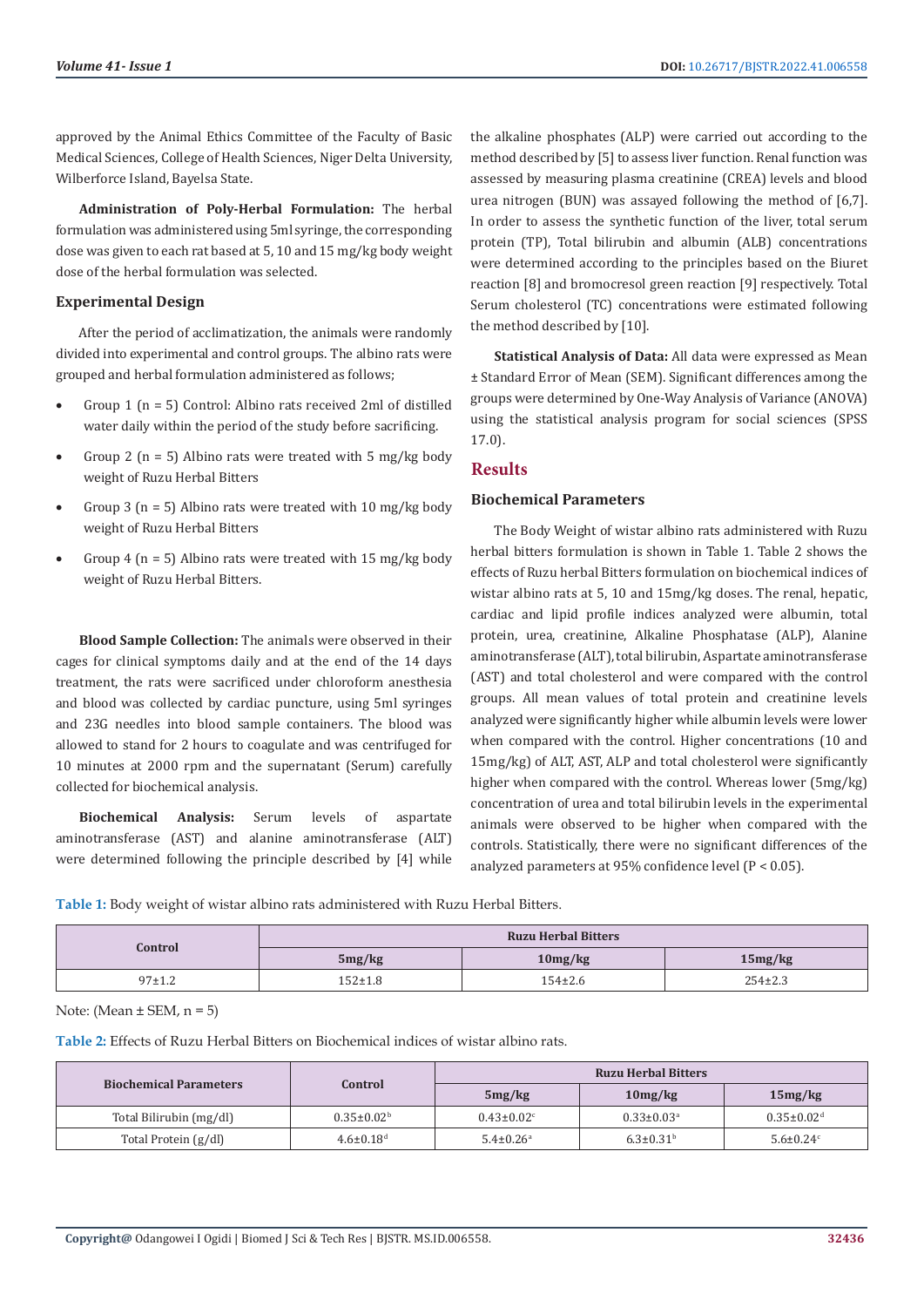approved by the Animal Ethics Committee of the Faculty of Basic Medical Sciences, College of Health Sciences, Niger Delta University, Wilberforce Island, Bayelsa State.

**Administration of Poly-Herbal Formulation:** The herbal formulation was administered using 5ml syringe, the corresponding dose was given to each rat based at 5, 10 and 15 mg/kg body weight dose of the herbal formulation was selected.

### Experimental Design

After the period of acclimatization, the animals were randomly divided into experimental and control groups. The albino rats were grouped and herbal formulation administered as follows;

- Group 1 (n = 5) Control: Albino rats received 2ml of distilled water daily within the period of the study before sacrificing.
- Group 2 (n = 5) Albino rats were treated with 5 mg/kg body weight of Ruzu Herbal Bitters
- Group 3 (n = 5) Albino rats were treated with 10 mg/kg body weight of Ruzu Herbal Bitters
- Group 4 (n = 5) Albino rats were treated with 15 mg/kg body weight of Ruzu Herbal Bitters.

**Blood Sample Collection:** The animals were observed in their cages for clinical symptoms daily and at the end of the 14 days treatment, the rats were sacrificed under chloroform anesthesia and blood was collected by cardiac puncture, using 5ml syringes and 23G needles into blood sample containers. The blood was allowed to stand for 2 hours to coagulate and was centrifuged for 10 minutes at 2000 rpm and the supernatant (Serum) carefully collected for biochemical analysis.

**Biochemical Analysis:** Serum levels of aspartate aminotransferase (AST) and alanine aminotransferase (ALT) were determined following the principle described by [4] while the alkaline phosphates (ALP) were carried out according to the method described by [5] to assess liver function. Renal function was assessed by measuring plasma creatinine (CREA) levels and blood urea nitrogen (BUN) was assayed following the method of [6,7]. In order to assess the synthetic function of the liver, total serum protein (TP), Total bilirubin and albumin (ALB) concentrations were determined according to the principles based on the Biuret reaction [8] and bromocresol green reaction [9] respectively. Total Serum cholesterol (TC) concentrations were estimated following the method described by [10].

**Statistical Analysis of Data:** All data were expressed as Mean ± Standard Error of Mean (SEM). Significant differences among the groups were determined by One-Way Analysis of Variance (ANOVA) using the statistical analysis program for social sciences (SPSS 17.0).

## Results

### Biochemical Parameters

The Body Weight of wistar albino rats administered with Ruzu herbal bitters formulation is shown in Table 1. Table 2 shows the effects of Ruzu herbal Bitters formulation on biochemical indices of wistar albino rats at 5, 10 and 15mg/kg doses. The renal, hepatic, cardiac and lipid profile indices analyzed were albumin, total protein, urea, creatinine, Alkaline Phosphatase (ALP), Alanine aminotransferase (ALT), total bilirubin, Aspartate aminotransferase (AST) and total cholesterol and were compared with the control groups. All mean values of total protein and creatinine levels analyzed were significantly higher while albumin levels were lower when compared with the control. Higher concentrations (10 and 15mg/kg) of ALT, AST, ALP and total cholesterol were significantly higher when compared with the control. Whereas lower (5mg/kg) concentration of urea and total bilirubin levels in the experimental animals were observed to be higher when compared with the controls. Statistically, there were no significant differences of the analyzed parameters at 95% confidence level (P < 0.05).

**Table 1:** Body weight of wistar albino rats administered with Ruzu Herbal Bitters.

| Control | Ruzu Herbal Bitters | | |
|---|---|---|---|
| | 5mg/kg | 10mg/kg | 15mg/kg |
| 97±1.2 | 152±1.8 | 154±2.6 | 254±2.3 |

Note: (Mean ± SEM, n = 5)

**Table 2:** Effects of Ruzu Herbal Bitters on Biochemical indices of wistar albino rats.

| Biochemical Parameters | Control | Ruzu Herbal Bitters | | |
|---|---|---|---|---|
| | | 5mg/kg | 10mg/kg | 15mg/kg |
| Total Bilirubin (mg/dl) | 0.35±0.02[b] | 0.43±0.02[c] | 0.33±0.03[a] | 0.35±0.02[d] |
| Total Protein (g/dl) | 4.6±0.18[d] | 5.4±0.26[a] | 6.3±0.31[b] | 5.6±0.24[c] |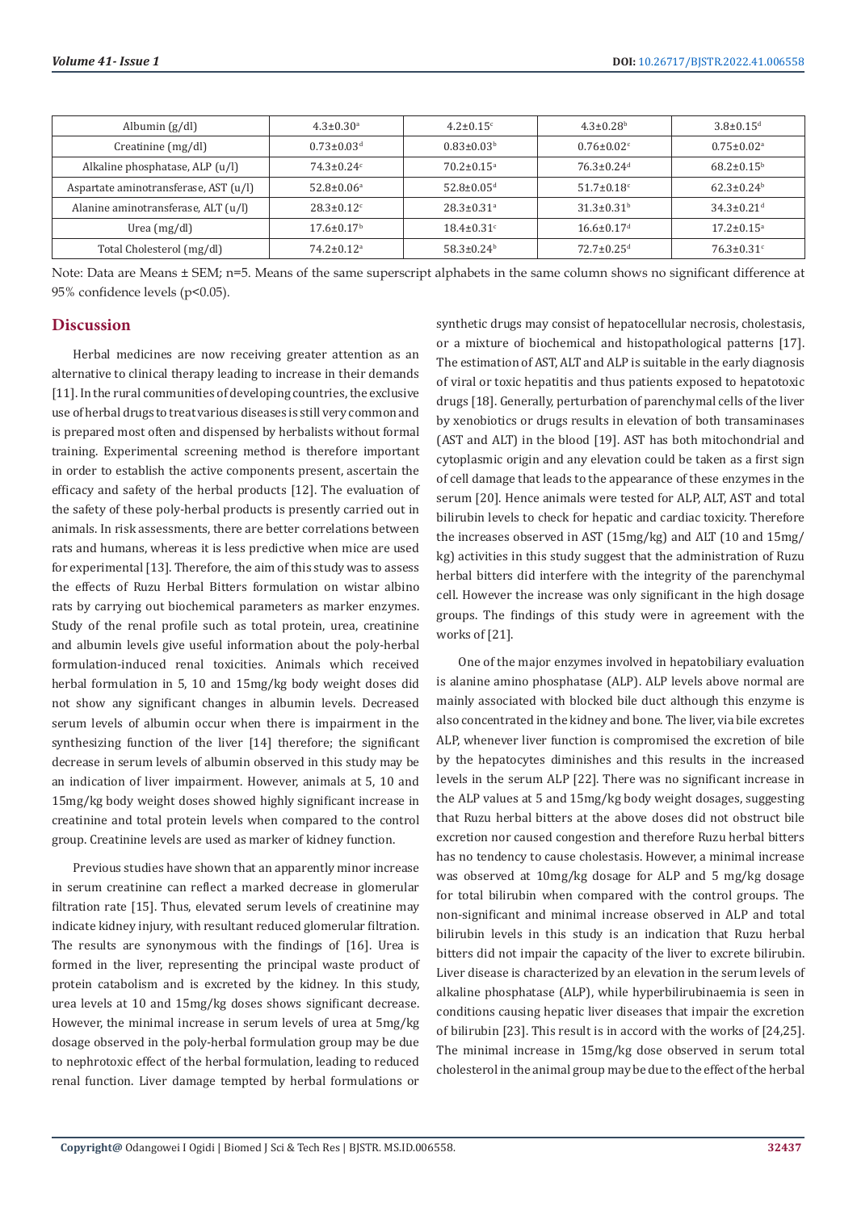| | | | | |
|---|---|---|---|---|
| Albumin (g/dl) | 4.3±0.30[a] | 4.2±0.15[c] | 4.3±0.28[b] | 3.8±0.15[d] |
| Creatinine (mg/dl) | 0.73±0.03[d] | 0.83±0.03[b] | 0.76±0.02[c] | 0.75±0.02[a] |
| Alkaline phosphatase, ALP (u/l) | 74.3±0.24[c] | 70.2±0.15[a] | 76.3±0.24[d] | 68.2±0.15[b] |
| Aspartate aminotransferase, AST (u/l) | 52.8±0.06[a] | 52.8±0.05[d] | 51.7±0.18[c] | 62.3±0.24[b] |
| Alanine aminotransferase, ALT (u/l) | 28.3±0.12[c] | 28.3±0.31[a] | 31.3±0.31[b] | 34.3±0.21[d] |
| Urea (mg/dl) | 17.6±0.17[b] | 18.4±0.31[c] | 16.6±0.17[d] | 17.2±0.15[a] |
| Total Cholesterol (mg/dl) | 74.2±0.12[a] | 58.3±0.24[b] | 72.7±0.25[d] | 76.3±0.31[c] |

Note: Data are Means ± SEM; n=5. Means of the same superscript alphabets in the same column shows no significant difference at 95% confidence levels ($p<0.05$).

## Discussion

Herbal medicines are now receiving greater attention as an alternative to clinical therapy leading to increase in their demands [11]. In the rural communities of developing countries, the exclusive use of herbal drugs to treat various diseases is still very common and is prepared most often and dispensed by herbalists without formal training. Experimental screening method is therefore important in order to establish the active components present, ascertain the efficacy and safety of the herbal products [12]. The evaluation of the safety of these poly-herbal products is presently carried out in animals. In risk assessments, there are better correlations between rats and humans, whereas it is less predictive when mice are used for experimental [13]. Therefore, the aim of this study was to assess the effects of Ruzu Herbal Bitters formulation on wistar albino rats by carrying out biochemical parameters as marker enzymes. Study of the renal profile such as total protein, urea, creatinine and albumin levels give useful information about the poly-herbal formulation-induced renal toxicities. Animals which received herbal formulation in 5, 10 and 15mg/kg body weight doses did not show any significant changes in albumin levels. Decreased serum levels of albumin occur when there is impairment in the synthesizing function of the liver [14] therefore; the significant decrease in serum levels of albumin observed in this study may be an indication of liver impairment. However, animals at 5, 10 and 15mg/kg body weight doses showed highly significant increase in creatinine and total protein levels when compared to the control group. Creatinine levels are used as marker of kidney function.

Previous studies have shown that an apparently minor increase in serum creatinine can reflect a marked decrease in glomerular filtration rate [15]. Thus, elevated serum levels of creatinine may indicate kidney injury, with resultant reduced glomerular filtration. The results are synonymous with the findings of [16]. Urea is formed in the liver, representing the principal waste product of protein catabolism and is excreted by the kidney. In this study, urea levels at 10 and 15mg/kg doses shows significant decrease. However, the minimal increase in serum levels of urea at 5mg/kg dosage observed in the poly-herbal formulation group may be due to nephrotoxic effect of the herbal formulation, leading to reduced renal function. Liver damage tempted by herbal formulations or synthetic drugs may consist of hepatocellular necrosis, cholestasis, or a mixture of biochemical and histopathological patterns [17]. The estimation of AST, ALT and ALP is suitable in the early diagnosis of viral or toxic hepatitis and thus patients exposed to hepatotoxic drugs [18]. Generally, perturbation of parenchymal cells of the liver by xenobiotics or drugs results in elevation of both transaminases (AST and ALT) in the blood [19]. AST has both mitochondrial and cytoplasmic origin and any elevation could be taken as a first sign of cell damage that leads to the appearance of these enzymes in the serum [20]. Hence animals were tested for ALP, ALT, AST and total bilirubin levels to check for hepatic and cardiac toxicity. Therefore the increases observed in AST (15mg/kg) and ALT (10 and 15mg/kg) activities in this study suggest that the administration of Ruzu herbal bitters did interfere with the integrity of the parenchymal cell. However the increase was only significant in the high dosage groups. The findings of this study were in agreement with the works of [21].

One of the major enzymes involved in hepatobiliary evaluation is alanine amino phosphatase (ALP). ALP levels above normal are mainly associated with blocked bile duct although this enzyme is also concentrated in the kidney and bone. The liver, via bile excretes ALP, whenever liver function is compromised the excretion of bile by the hepatocytes diminishes and this results in the increased levels in the serum ALP [22]. There was no significant increase in the ALP values at 5 and 15mg/kg body weight dosages, suggesting that Ruzu herbal bitters at the above doses did not obstruct bile excretion nor caused congestion and therefore Ruzu herbal bitters has no tendency to cause cholestasis. However, a minimal increase was observed at 10mg/kg dosage for ALP and 5 mg/kg dosage for total bilirubin when compared with the control groups. The non-significant and minimal increase observed in ALP and total bilirubin levels in this study is an indication that Ruzu herbal bitters did not impair the capacity of the liver to excrete bilirubin. Liver disease is characterized by an elevation in the serum levels of alkaline phosphatase (ALP), while hyperbilirubinaemia is seen in conditions causing hepatic liver diseases that impair the excretion of bilirubin [23]. This result is in accord with the works of [24,25]. The minimal increase in 15mg/kg dose observed in serum total cholesterol in the animal group may be due to the effect of the herbal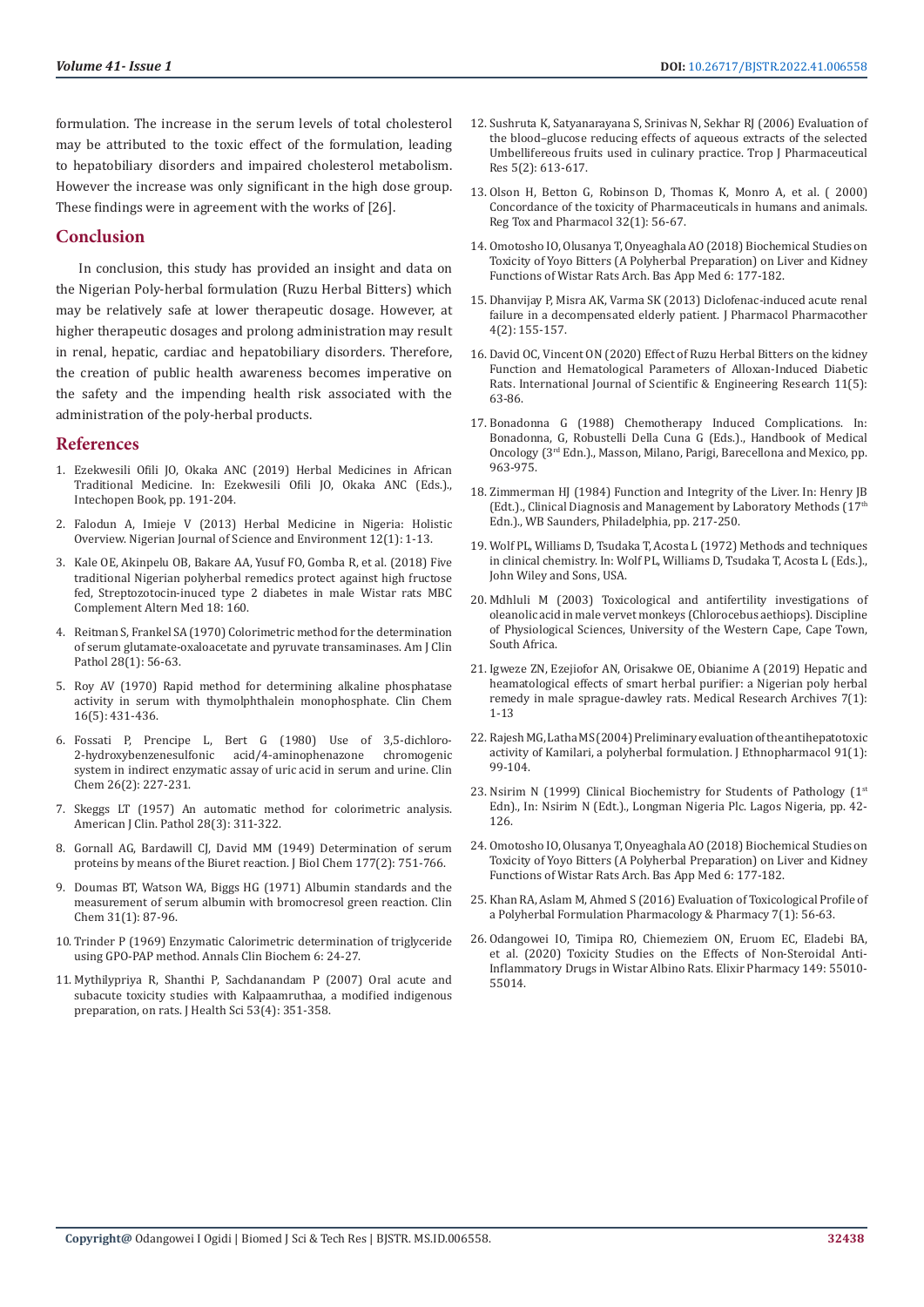formulation. The increase in the serum levels of total cholesterol may be attributed to the toxic effect of the formulation, leading to hepatobiliary disorders and impaired cholesterol metabolism. However the increase was only significant in the high dose group. These findings were in agreement with the works of [26].

## Conclusion

In conclusion, this study has provided an insight and data on the Nigerian Poly-herbal formulation (Ruzu Herbal Bitters) which may be relatively safe at lower therapeutic dosage. However, at higher therapeutic dosages and prolong administration may result in renal, hepatic, cardiac and hepatobiliary disorders. Therefore, the creation of public health awareness becomes imperative on the safety and the impending health risk associated with the administration of the poly-herbal products.

## References

1. Ezekwesili Ofili JO, Okaka ANC (2019) Herbal Medicines in African Traditional Medicine. In: Ezekwesili Ofili JO, Okaka ANC (Eds.), Intechopen Book, pp. 191-204.
2. Falodun A, Imieje V (2013) Herbal Medicine in Nigeria: Holistic Overview. Nigerian Journal of Science and Environment 12(1): 1-13.
3. Kale OE, Akinpelu OB, Bakare AA, Yusuf FO, Gomba R, et al. (2018) Five traditional Nigerian polyherbal remedics protect against high fructose fed, Streptozotocin-inuced type 2 diabetes in male Wistar rats MBC Complement Altern Med 18: 160.
4. Reitman S, Frankel SA (1970) Colorimetric method for the determination of serum glutamate-oxaloacetate and pyruvate transaminases. Am J Clin Pathol 28(1): 56-63.
5. Roy AV (1970) Rapid method for determining alkaline phosphatase activity in serum with thymolphthalein monophosphate. Clin Chem 16(5): 431-436.
6. Fossati P, Prencipe L, Bert G (1980) Use of 3,5-dichloro-2-hydroxybenzenesulfonic acid/4-aminophenazone chromogenic system in indirect enzymatic assay of uric acid in serum and urine. Clin Chem 26(2): 227-231.
7. Skeggs LT (1957) An automatic method for colorimetric analysis. American J Clin. Pathol 28(3): 311-322.
8. Gornall AG, Bardawill CJ, David MM (1949) Determination of serum proteins by means of the Biuret reaction. J Biol Chem 177(2): 751-766.
9. Doumas BT, Watson WA, Biggs HG (1971) Albumin standards and the measurement of serum albumin with bromocresol green reaction. Clin Chem 31(1): 87-96.
10. Trinder P (1969) Enzymatic Calorimetric determination of triglyceride using GPO-PAP method. Annals Clin Biochem 6: 24-27.
11. Mythilypriya R, Shanthi P, Sachdanandam P (2007) Oral acute and subacute toxicity studies with Kalpaamruthaa, a modified indigenous preparation, on rats. J Health Sci 53(4): 351-358.
12. Sushruta K, Satyanarayana S, Srinivas N, Sekhar RJ (2006) Evaluation of the blood–glucose reducing effects of aqueous extracts of the selected Umbellifereous fruits used in culinary practice. Trop J Pharmaceutical Res 5(2): 613-617.
13. Olson H, Betton G, Robinson D, Thomas K, Monro A, et al. ( 2000) Concordance of the toxicity of Pharmaceuticals in humans and animals. Reg Tox and Pharmacol 32(1): 56-67.
14. Omotosho IO, Olusanya T, Onyeaghala AO (2018) Biochemical Studies on Toxicity of Yoyo Bitters (A Polyherbal Preparation) on Liver and Kidney Functions of Wistar Rats Arch. Bas App Med 6: 177-182.
15. Dhanvijay P, Misra AK, Varma SK (2013) Diclofenac-induced acute renal failure in a decompensated elderly patient. J Pharmacol Pharmacother 4(2): 155-157.
16. David OC, Vincent ON (2020) Effect of Ruzu Herbal Bitters on the kidney Function and Hematological Parameters of Alloxan-Induced Diabetic Rats. International Journal of Scientific & Engineering Research 11(5): 63-86.
17. Bonadonna G (1988) Chemotherapy Induced Complications. In: Bonadonna, G, Robustelli Della Cuna G (Eds.), Handbook of Medical Oncology (3rd Edn.), Masson, Milano, Parigi, Barecellona and Mexico, pp. 963-975.
18. Zimmerman HJ (1984) Function and Integrity of the Liver. In: Henry JB (Edt.), Clinical Diagnosis and Management by Laboratory Methods (17th Edn.), WB Saunders, Philadelphia, pp. 217-250.
19. Wolf PL, Williams D, Tsudaka T, Acosta L (1972) Methods and techniques in clinical chemistry. In: Wolf PL, Williams D, Tsudaka T, Acosta L (Eds.), John Wiley and Sons, USA.
20. Mdhluli M (2003) Toxicological and antifertility investigations of oleanolic acid in male vervet monkeys (Chlorocebus aethiops). Discipline of Physiological Sciences, University of the Western Cape, Cape Town, South Africa.
21. Igweze ZN, Ezejiofor AN, Orisakwe OE, Obianime A (2019) Hepatic and heamatological effects of smart herbal purifier: a Nigerian poly herbal remedy in male sprague-dawley rats. Medical Research Archives 7(1): 1-13
22. Rajesh MG, Latha MS (2004) Preliminary evaluation of the antihepatotoxic activity of Kamilari, a polyherbal formulation. J Ethnopharmacol 91(1): 99-104.
23. Nsirim N (1999) Clinical Biochemistry for Students of Pathology (1st Edn)., In: Nsirim N (Edt.), Longman Nigeria Plc. Lagos Nigeria, pp. 42-126.
24. Omotosho IO, Olusanya T, Onyeaghala AO (2018) Biochemical Studies on Toxicity of Yoyo Bitters (A Polyherbal Preparation) on Liver and Kidney Functions of Wistar Rats Arch. Bas App Med 6: 177-182.
25. Khan RA, Aslam M, Ahmed S (2016) Evaluation of Toxicological Profile of a Polyherbal Formulation Pharmacology & Pharmacy 7(1): 56-63.
26. Odangowei IO, Timipa RO, Chiemeziem ON, Eruom EC, Eladebi BA, et al. (2020) Toxicity Studies on the Effects of Non-Steroidal Anti-Inflammatory Drugs in Wistar Albino Rats. Elixir Pharmacy 149: 55010-55014.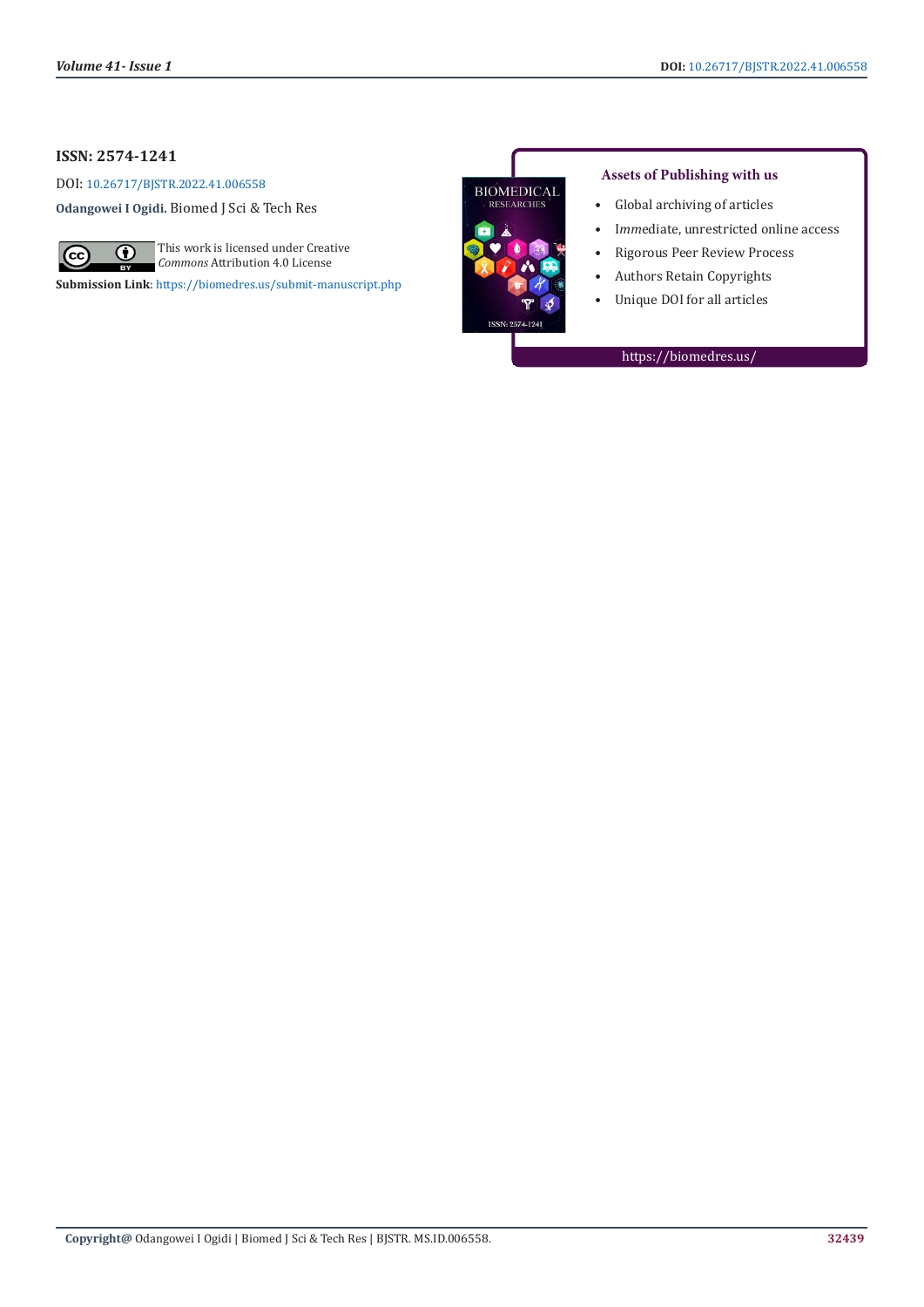**ISSN: 2574-1241**

DOI: 10.26717/BJSTR.2022.41.006558

**Odangowei I Ogidi.** Biomed J Sci & Tech Res

This work is licensed under Creative *Commons* Attribution 4.0 License

**Submission Link**: https://biomedres.us/submit-manuscript.php

### Assets of Publishing with us

- Global archiving of articles
- Immediate, unrestricted online access
- Rigorous Peer Review Process
- Authors Retain Copyrights
- Unique DOI for all articles

https://biomedres.us/